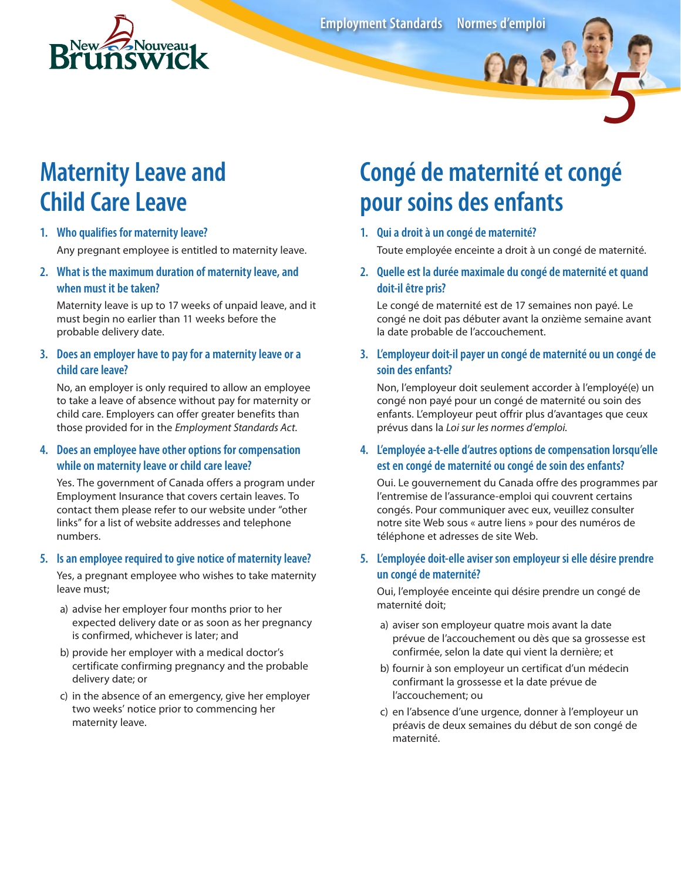Employment Standards Normes d'emploi

# Maternity Leave and Child Care Leave

1. **Who qualifies for maternity leave?**

   Any pregnant employee is entitled to maternity leave.

2. **What is the maximum duration of maternity leave, and when must it be taken?**

   Maternity leave is up to 17 weeks of unpaid leave, and it must begin no earlier than 11 weeks before the probable delivery date.

3. **Does an employer have to pay for a maternity leave or a child care leave?**

   No, an employer is only required to allow an employee to take a leave of absence without pay for maternity or child care. Employers can offer greater benefits than those provided for in the *Employment Standards Act*.

4. **Does an employee have other options for compensation while on maternity leave or child care leave?**

   Yes. The government of Canada offers a program under Employment Insurance that covers certain leaves. To contact them please refer to our website under "other links" for a list of website addresses and telephone numbers.

5. **Is an employee required to give notice of maternity leave?**

   Yes, a pregnant employee who wishes to take maternity leave must;

   a) advise her employer four months prior to her expected delivery date or as soon as her pregnancy is confirmed, whichever is later; and

   b) provide her employer with a medical doctor's certificate confirming pregnancy and the probable delivery date; or

   c) in the absence of an emergency, give her employer two weeks' notice prior to commencing her maternity leave.

# Congé de maternité et congé pour soins des enfants

1. **Qui a droit à un congé de maternité?**

   Toute employée enceinte a droit à un congé de maternité.

2. **Quelle est la durée maximale du congé de maternité et quand doit-il être pris?**

   Le congé de maternité est de 17 semaines non payé. Le congé ne doit pas débuter avant la onzième semaine avant la date probable de l'accouchement.

3. **L'employeur doit-il payer un congé de maternité ou un congé de soin des enfants?**

   Non, l'employeur doit seulement accorder à l'employé(e) un congé non payé pour un congé de maternité ou soin des enfants. L'employeur peut offrir plus d'avantages que ceux prévus dans la *Loi sur les normes d'emploi.*

4. **L'employée a-t-elle d'autres options de compensation lorsqu'elle est en congé de maternité ou congé de soin des enfants?**

   Oui. Le gouvernement du Canada offre des programmes par l'entremise de l'assurance-emploi qui couvrent certains congés. Pour communiquer avec eux, veuillez consulter notre site Web sous « autre liens » pour des numéros de téléphone et adresses de site Web.

5. **L'employée doit-elle aviser son employeur si elle désire prendre un congé de maternité?**

   Oui, l'employée enceinte qui désire prendre un congé de maternité doit;

   a) aviser son employeur quatre mois avant la date prévue de l'accouchement ou dès que sa grossesse est confirmée, selon la date qui vient la dernière; et

   b) fournir à son employeur un certificat d'un médecin confirmant la grossesse et la date prévue de l'accouchement; ou

   c) en l'absence d'une urgence, donner à l'employeur un préavis de deux semaines du début de son congé de maternité.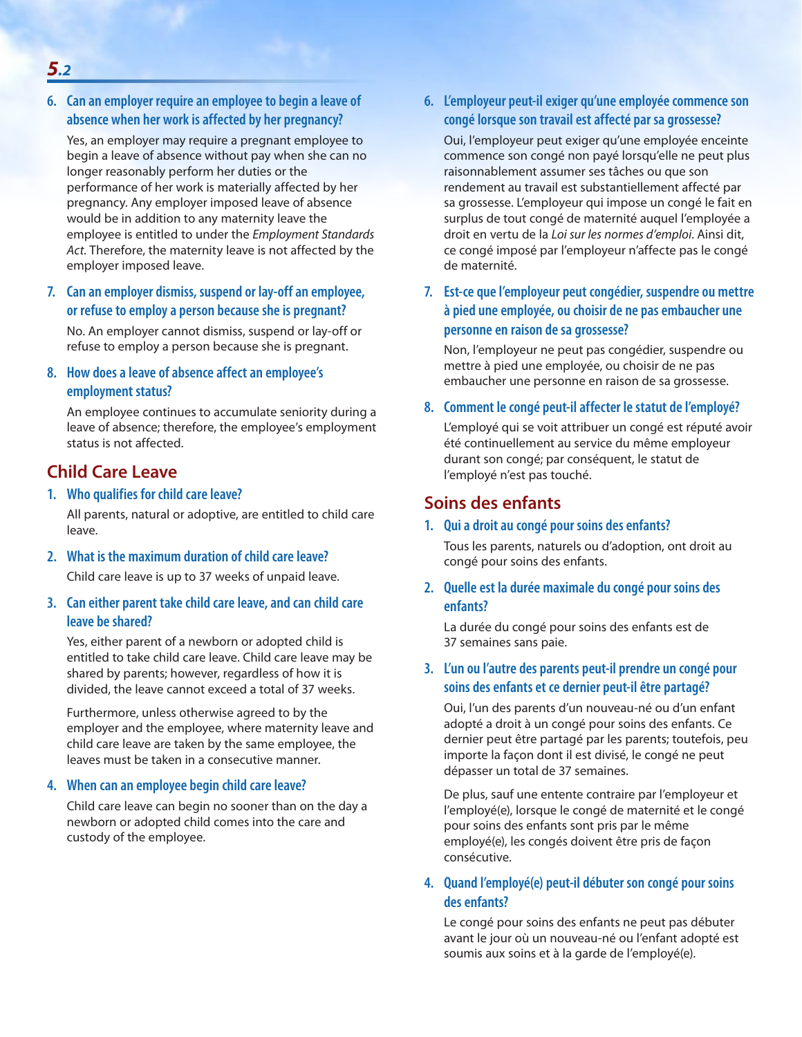6. **Can an employer require an employee to begin a leave of absence when her work is affected by her pregnancy?**

   Yes, an employer may require a pregnant employee to begin a leave of absence without pay when she can no longer reasonably perform her duties or the performance of her work is materially affected by her pregnancy. Any employer imposed leave of absence would be in addition to any maternity leave the employee is entitled to under the *Employment Standards Act*. Therefore, the maternity leave is not affected by the employer imposed leave.

7. **Can an employer dismiss, suspend or lay-off an employee, or refuse to employ a person because she is pregnant?**

   No. An employer cannot dismiss, suspend or lay-off or refuse to employ a person because she is pregnant.

8. **How does a leave of absence affect an employee's employment status?**

   An employee continues to accumulate seniority during a leave of absence; therefore, the employee's employment status is not affected.

## Child Care Leave

1. **Who qualifies for child care leave?**

   All parents, natural or adoptive, are entitled to child care leave.

2. **What is the maximum duration of child care leave?**

   Child care leave is up to 37 weeks of unpaid leave.

3. **Can either parent take child care leave, and can child care leave be shared?**

   Yes, either parent of a newborn or adopted child is entitled to take child care leave. Child care leave may be shared by parents; however, regardless of how it is divided, the leave cannot exceed a total of 37 weeks.

   Furthermore, unless otherwise agreed to by the employer and the employee, where maternity leave and child care leave are taken by the same employee, the leaves must be taken in a consecutive manner.

4. **When can an employee begin child care leave?**

   Child care leave can begin no sooner than on the day a newborn or adopted child comes into the care and custody of the employee.

6. **L'employeur peut-il exiger qu'une employée commence son congé lorsque son travail est affecté par sa grossesse?**

   Oui, l'employeur peut exiger qu'une employée enceinte commence son congé non payé lorsqu'elle ne peut plus raisonnablement assumer ses tâches ou que son rendement au travail est substantiellement affecté par sa grossesse. L'employeur qui impose un congé le fait en surplus de tout congé de maternité auquel l'employée a droit en vertu de la *Loi sur les normes d'emploi*. Ainsi dit, ce congé imposé par l'employeur n'affecte pas le congé de maternité.

7. **Est-ce que l'employeur peut congédier, suspendre ou mettre à pied une employée, ou choisir de ne pas embaucher une personne en raison de sa grossesse?**

   Non, l'employeur ne peut pas congédier, suspendre ou mettre à pied une employée, ou choisir de ne pas embaucher une personne en raison de sa grossesse.

8. **Comment le congé peut-il affecter le statut de l'employé?**

   L'employé qui se voit attribuer un congé est réputé avoir été continuellement au service du même employeur durant son congé; par conséquent, le statut de l'employé n'est pas touché.

## Soins des enfants

1. **Qui a droit au congé pour soins des enfants?**

   Tous les parents, naturels ou d'adoption, ont droit au congé pour soins des enfants.

2. **Quelle est la durée maximale du congé pour soins des enfants?**

   La durée du congé pour soins des enfants est de 37 semaines sans paie.

3. **L'un ou l'autre des parents peut-il prendre un congé pour soins des enfants et ce dernier peut-il être partagé?**

   Oui, l'un des parents d'un nouveau-né ou d'un enfant adopté a droit à un congé pour soins des enfants. Ce dernier peut être partagé par les parents; toutefois, peu importe la façon dont il est divisé, le congé ne peut dépasser un total de 37 semaines.

   De plus, sauf une entente contraire par l'employeur et l'employé(e), lorsque le congé de maternité et le congé pour soins des enfants sont pris par le même employé(e), les congés doivent être pris de façon consécutive.

4. **Quand l'employé(e) peut-il débuter son congé pour soins des enfants?**

   Le congé pour soins des enfants ne peut pas débuter avant le jour où un nouveau-né ou l'enfant adopté est soumis aux soins et à la garde de l'employé(e).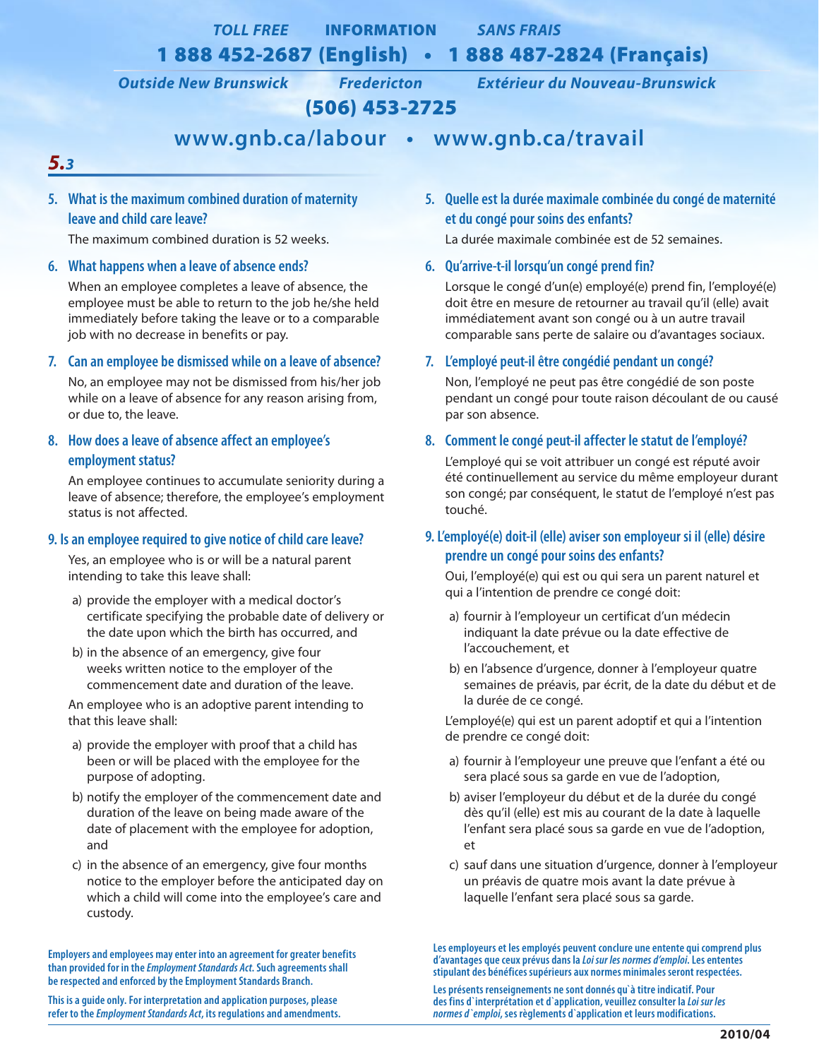*TOLL FREE* **INFORMATION** *SANS FRAIS*

**1 888 452-2687 (English) • 1 888 487-2824 (Français)**

*Outside New Brunswick* *Fredericton* *Extérieur du Nouveau-Brunswick*

**(506) 453-2725**

**www.gnb.ca/labour • www.gnb.ca/travail**

***5.3***

### 5. What is the maximum combined duration of maternity leave and child care leave?

The maximum combined duration is 52 weeks.

### 6. What happens when a leave of absence ends?

When an employee completes a leave of absence, the employee must be able to return to the job he/she held immediately before taking the leave or to a comparable job with no decrease in benefits or pay.

### 7. Can an employee be dismissed while on a leave of absence?

No, an employee may not be dismissed from his/her job while on a leave of absence for any reason arising from, or due to, the leave.

### 8. How does a leave of absence affect an employee's employment status?

An employee continues to accumulate seniority during a leave of absence; therefore, the employee's employment status is not affected.

### 9. Is an employee required to give notice of child care leave?

Yes, an employee who is or will be a natural parent intending to take this leave shall:

a) provide the employer with a medical doctor's certificate specifying the probable date of delivery or the date upon which the birth has occurred, and

b) in the absence of an emergency, give four weeks written notice to the employer of the commencement date and duration of the leave.

An employee who is an adoptive parent intending to that this leave shall:

a) provide the employer with proof that a child has been or will be placed with the employee for the purpose of adopting.

b) notify the employer of the commencement date and duration of the leave on being made aware of the date of placement with the employee for adoption, and

c) in the absence of an emergency, give four months notice to the employer before the anticipated day on which a child will come into the employee's care and custody.

**Employers and employees may enter into an agreement for greater benefits than provided for in the *Employment Standards Act*. Such agreements shall be respected and enforced by the Employment Standards Branch.**

**This is a guide only. For interpretation and application purposes, please refer to the *Employment Standards Act*, its regulations and amendments.**

### 5. Quelle est la durée maximale combinée du congé de maternité et du congé pour soins des enfants?

La durée maximale combinée est de 52 semaines.

### 6. Qu'arrive-t-il lorsqu'un congé prend fin?

Lorsque le congé d'un(e) employé(e) prend fin, l'employé(e) doit être en mesure de retourner au travail qu'il (elle) avait immédiatement avant son congé ou à un autre travail comparable sans perte de salaire ou d'avantages sociaux.

### 7. L'employé peut-il être congédié pendant un congé?

Non, l'employé ne peut pas être congédié de son poste pendant un congé pour toute raison découlant de ou causé par son absence.

### 8. Comment le congé peut-il affecter le statut de l'employé?

L'employé qui se voit attribuer un congé est réputé avoir été continuellement au service du même employeur durant son congé; par conséquent, le statut de l'employé n'est pas touché.

### 9. L'employé(e) doit-il (elle) aviser son employeur si il (elle) désire prendre un congé pour soins des enfants?

Oui, l'employé(e) qui est ou qui sera un parent naturel et qui a l'intention de prendre ce congé doit:

a) fournir à l'employeur un certificat d'un médecin indiquant la date prévue ou la date effective de l'accouchement, et

b) en l'absence d'urgence, donner à l'employeur quatre semaines de préavis, par écrit, de la date du début et de la durée de ce congé.

L'employé(e) qui est un parent adoptif et qui a l'intention de prendre ce congé doit:

a) fournir à l'employeur une preuve que l'enfant a été ou sera placé sous sa garde en vue de l'adoption,

b) aviser l'employeur du début et de la durée du congé dès qu'il (elle) est mis au courant de la date à laquelle l'enfant sera placé sous sa garde en vue de l'adoption, et

c) sauf dans une situation d'urgence, donner à l'employeur un préavis de quatre mois avant la date prévue à laquelle l'enfant sera placé sous sa garde.

**Les employeurs et les employés peuvent conclure une entente qui comprend plus d'avantages que ceux prévus dans la *Loi sur les normes d'emploi*. Les ententes stipulant des bénéfices supérieurs aux normes minimales seront respectées.**

**Les présents renseignements ne sont donnés qu`à titre indicatif. Pour des fins d`interprétation et d`application, veuillez consulter la *Loi sur les normes d`emploi*, ses règlements d`application et leurs modifications.**

**2010/04**